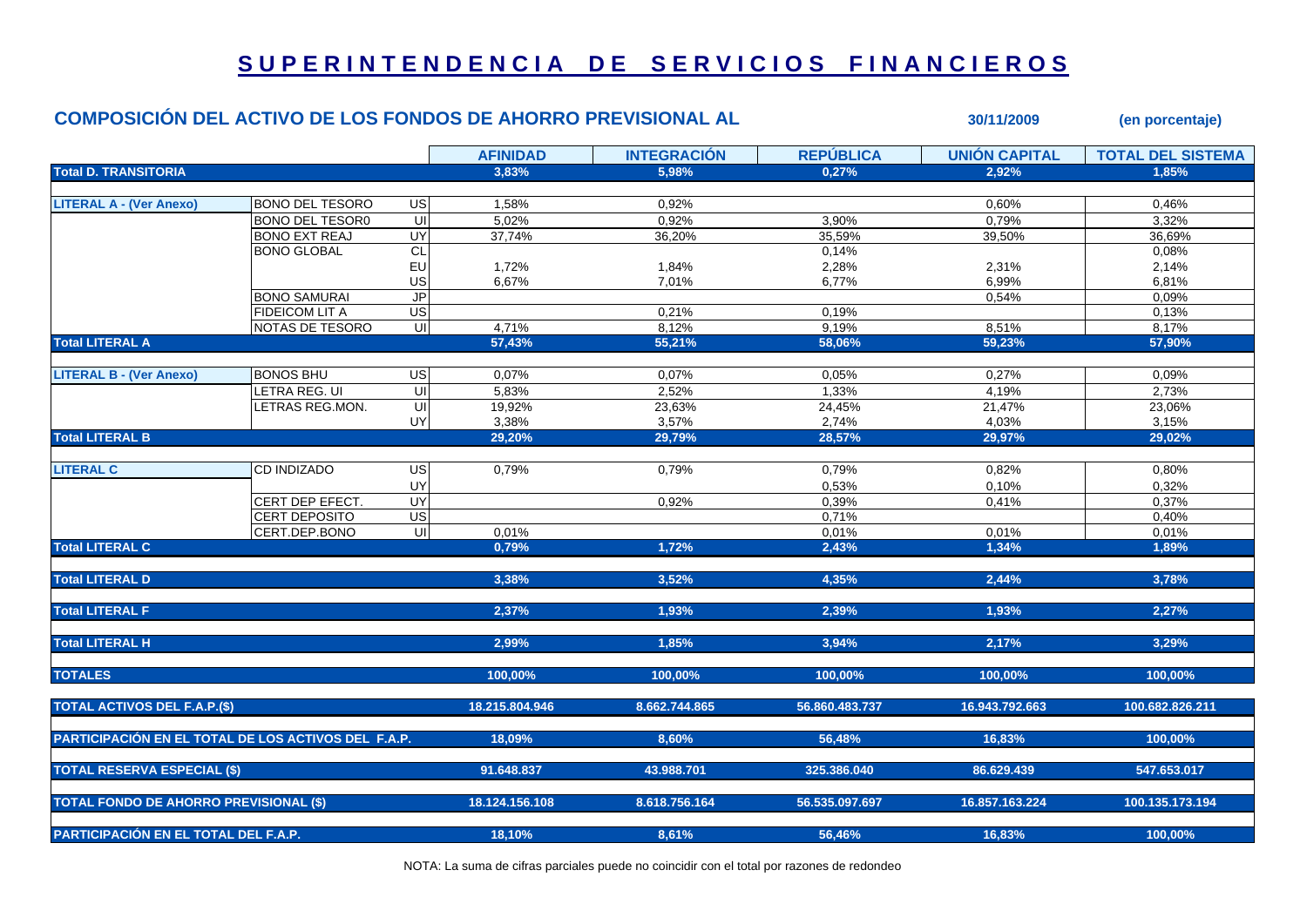# SUPERINTENDENCIA DE SERVICIOS FINANCIEROS

## COMPOSICIÓN DEL ACTIVO DE LOS FONDOS DE AHORRO PREVISIONAL AL 30/11/2009 (en porcentaje)

| | | | AFINIDAD | INTEGRACIÓN | REPÚBLICA | UNIÓN CAPITAL | TOTAL DEL SISTEMA |
|---|---|---|---|---|---|---|---|
| **Total D. TRANSITORIA** | | | **3,83%** | **5,98%** | **0,27%** | **2,92%** | **1,85%** |
| **LITERAL A - (Ver Anexo)** | BONO DEL TESORO | US | 1,58% | 0,92% | | 0,60% | 0,46% |
| | BONO DEL TESOR0 | UI | 5,02% | 0,92% | 3,90% | 0,79% | 3,32% |
| | BONO EXT REAJ | UY | 37,74% | 36,20% | 35,59% | 39,50% | 36,69% |
| | BONO GLOBAL | CL | | | 0,14% | | 0,08% |
| | | EU | 1,72% | 1,84% | 2,28% | 2,31% | 2,14% |
| | | US | 6,67% | 7,01% | 6,77% | 6,99% | 6,81% |
| | BONO SAMURAI | JP | | | | 0,54% | 0,09% |
| | FIDEICOM LIT A | US | | 0,21% | 0,19% | | 0,13% |
| | NOTAS DE TESORO | UI | 4,71% | 8,12% | 9,19% | 8,51% | 8,17% |
| **Total LITERAL A** | | | **57,43%** | **55,21%** | **58,06%** | **59,23%** | **57,90%** |
| **LITERAL B - (Ver Anexo)** | BONOS BHU | US | 0,07% | 0,07% | 0,05% | 0,27% | 0,09% |
| | LETRA REG. UI | UI | 5,83% | 2,52% | 1,33% | 4,19% | 2,73% |
| | LETRAS REG.MON. | UI | 19,92% | 23,63% | 24,45% | 21,47% | 23,06% |
| | | UY | 3,38% | 3,57% | 2,74% | 4,03% | 3,15% |
| **Total LITERAL B** | | | **29,20%** | **29,79%** | **28,57%** | **29,97%** | **29,02%** |
| **LITERAL C** | CD INDIZADO | US | 0,79% | 0,79% | 0,79% | 0,82% | 0,80% |
| | | UY | | | 0,53% | 0,10% | 0,32% |
| | CERT DEP EFECT. | UY | | 0,92% | 0,39% | 0,41% | 0,37% |
| | CERT DEPOSITO | US | | | 0,71% | | 0,40% |
| | CERT.DEP.BONO | UI | 0,01% | | 0,01% | 0,01% | 0,01% |
| **Total LITERAL C** | | | **0,79%** | **1,72%** | **2,43%** | **1,34%** | **1,89%** |
| **Total LITERAL D** | | | **3,38%** | **3,52%** | **4,35%** | **2,44%** | **3,78%** |
| **Total LITERAL F** | | | **2,37%** | **1,93%** | **2,39%** | **1,93%** | **2,27%** |
| **Total LITERAL H** | | | **2,99%** | **1,85%** | **3,94%** | **2,17%** | **3,29%** |
| **TOTALES** | | | **100,00%** | **100,00%** | **100,00%** | **100,00%** | **100,00%** |
| **TOTAL ACTIVOS DEL F.A.P.($)** | | | **18.215.804.946** | **8.662.744.865** | **56.860.483.737** | **16.943.792.663** | **100.682.826.211** |
| **PARTICIPACIÓN EN EL TOTAL DE LOS ACTIVOS DEL F.A.P.** | | | **18,09%** | **8,60%** | **56,48%** | **16,83%** | **100,00%** |
| **TOTAL RESERVA ESPECIAL ($)** | | | **91.648.837** | **43.988.701** | **325.386.040** | **86.629.439** | **547.653.017** |
| **TOTAL FONDO DE AHORRO PREVISIONAL ($)** | | | **18.124.156.108** | **8.618.756.164** | **56.535.097.697** | **16.857.163.224** | **100.135.173.194** |
| **PARTICIPACIÓN EN EL TOTAL DEL F.A.P.** | | | **18,10%** | **8,61%** | **56,46%** | **16,83%** | **100,00%** |

NOTA: La suma de cifras parciales puede no coincidir con el total por razones de redondeo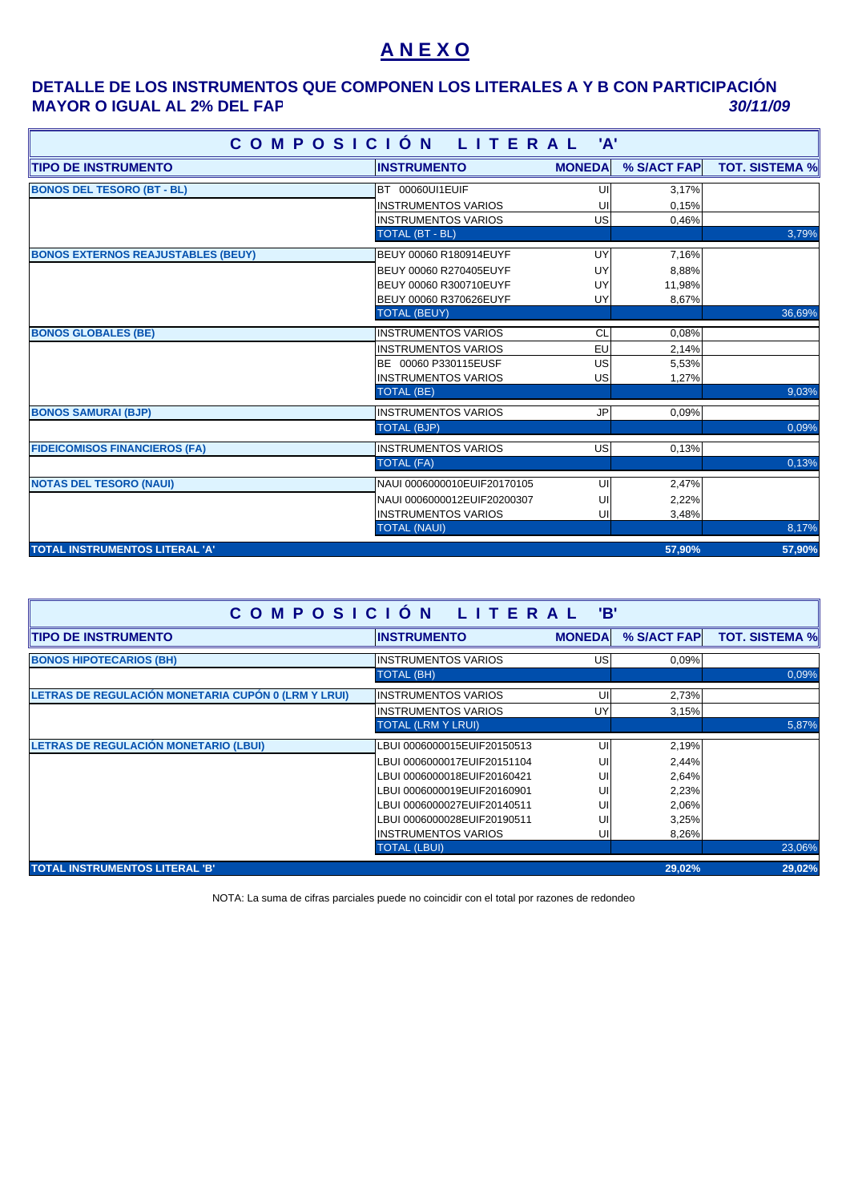# ANEXO

## DETALLE DE LOS INSTRUMENTOS QUE COMPONEN LOS LITERALES A Y B CON PARTICIPACIÓN MAYOR O IGUAL AL 2% DEL FAP

*30/11/09*

### COMPOSICIÓN LITERAL 'A'

| TIPO DE INSTRUMENTO | INSTRUMENTO | MONEDA | % S/ACT FAP | TOT. SISTEMA % |
|---|---|---|---|---|
| **BONOS DEL TESORO (BT - BL)** | BT 00060UI1EUIF | UI | 3,17% | |
| | INSTRUMENTOS VARIOS | UI | 0,15% | |
| | INSTRUMENTOS VARIOS | US | 0,46% | |
| | TOTAL (BT - BL) | | | 3,79% |
| **BONOS EXTERNOS REAJUSTABLES (BEUY)** | BEUY 00060 R180914EUYF | UY | 7,16% | |
| | BEUY 00060 R270405EUYF | UY | 8,88% | |
| | BEUY 00060 R300710EUYF | UY | 11,98% | |
| | BEUY 00060 R370626EUYF | UY | 8,67% | |
| | TOTAL (BEUY) | | | 36,69% |
| **BONOS GLOBALES (BE)** | INSTRUMENTOS VARIOS | CL | 0,08% | |
| | INSTRUMENTOS VARIOS | EU | 2,14% | |
| | BE 00060 P330115EUSF | US | 5,53% | |
| | INSTRUMENTOS VARIOS | US | 1,27% | |
| | TOTAL (BE) | | | 9,03% |
| **BONOS SAMURAI (BJP)** | INSTRUMENTOS VARIOS | JP | 0,09% | |
| | TOTAL (BJP) | | | 0,09% |
| **FIDEICOMISOS FINANCIEROS (FA)** | INSTRUMENTOS VARIOS | US | 0,13% | |
| | TOTAL (FA) | | | 0,13% |
| **NOTAS DEL TESORO (NAUI)** | NAUI 0006000010EUIF20170105 | UI | 2,47% | |
| | NAUI 0006000012EUIF20200307 | UI | 2,22% | |
| | INSTRUMENTOS VARIOS | UI | 3,48% | |
| | TOTAL (NAUI) | | | 8,17% |
| **TOTAL INSTRUMENTOS LITERAL 'A'** | | | **57,90%** | **57,90%** |

### COMPOSICIÓN LITERAL 'B'

| TIPO DE INSTRUMENTO | INSTRUMENTO | MONEDA | % S/ACT FAP | TOT. SISTEMA % |
|---|---|---|---|---|
| **BONOS HIPOTECARIOS (BH)** | INSTRUMENTOS VARIOS | US | 0,09% | |
| | TOTAL (BH) | | | 0,09% |
| **LETRAS DE REGULACIÓN MONETARIA CUPÓN 0 (LRM Y LRUI)** | INSTRUMENTOS VARIOS | UI | 2,73% | |
| | INSTRUMENTOS VARIOS | UY | 3,15% | |
| | TOTAL (LRM Y LRUI) | | | 5,87% |
| **LETRAS DE REGULACIÓN MONETARIO (LBUI)** | LBUI 0006000015EUIF20150513 | UI | 2,19% | |
| | LBUI 0006000017EUIF20151104 | UI | 2,44% | |
| | LBUI 0006000018EUIF20160421 | UI | 2,64% | |
| | LBUI 0006000019EUIF20160901 | UI | 2,23% | |
| | LBUI 0006000027EUIF20140511 | UI | 2,06% | |
| | LBUI 0006000028EUIF20190511 | UI | 3,25% | |
| | INSTRUMENTOS VARIOS | UI | 8,26% | |
| | TOTAL (LBUI) | | | 23,06% |
| **TOTAL INSTRUMENTOS LITERAL 'B'** | | | **29,02%** | **29,02%** |

NOTA: La suma de cifras parciales puede no coincidir con el total por razones de redondeo